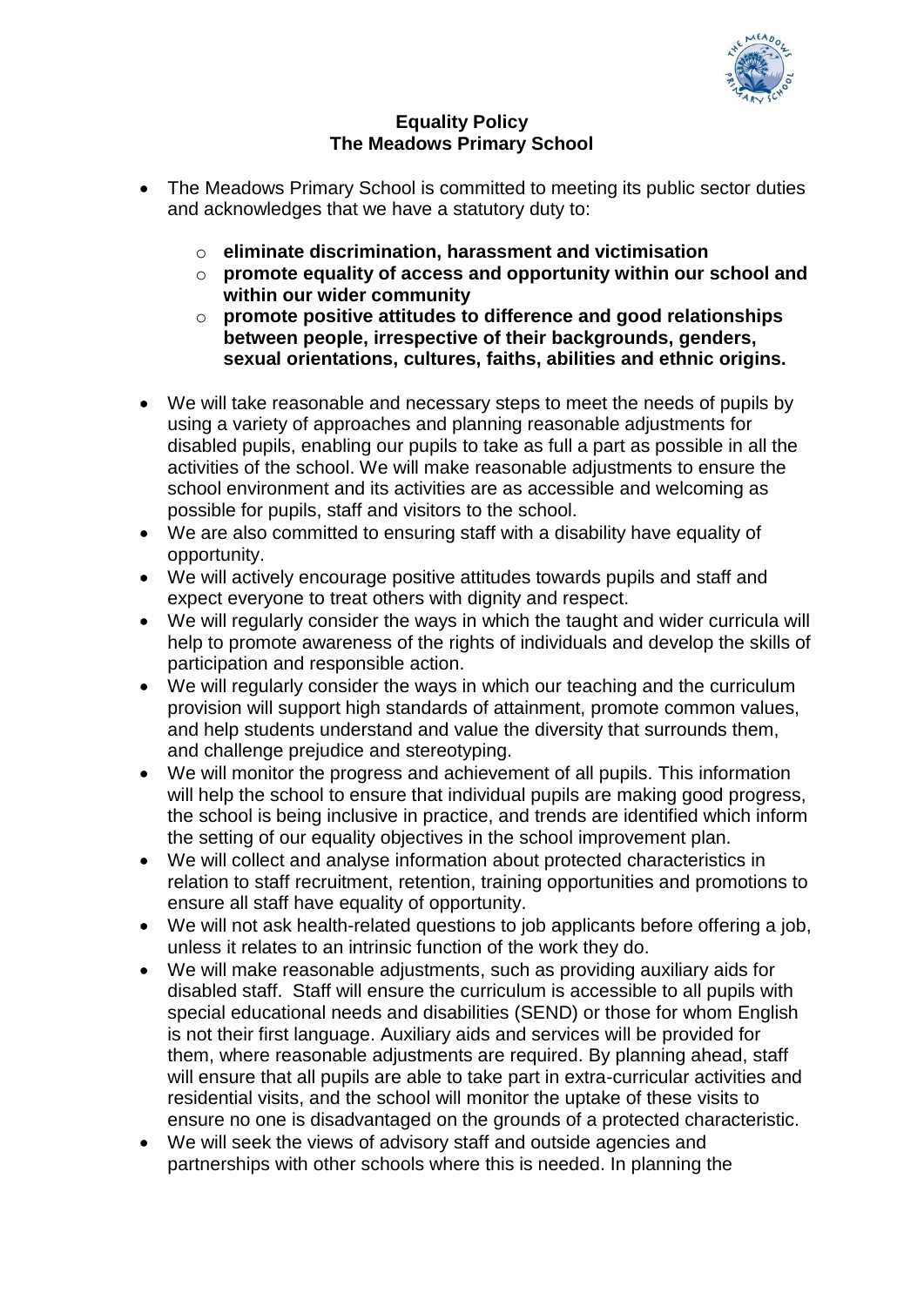**Equality Policy**
**The Meadows Primary School**

- The Meadows Primary School is committed to meeting its public sector duties and acknowledges that we have a statutory duty to:
  - **eliminate discrimination, harassment and victimisation**
  - **promote equality of access and opportunity within our school and within our wider community**
  - **promote positive attitudes to difference and good relationships between people, irrespective of their backgrounds, genders, sexual orientations, cultures, faiths, abilities and ethnic origins.**
- We will take reasonable and necessary steps to meet the needs of pupils by using a variety of approaches and planning reasonable adjustments for disabled pupils, enabling our pupils to take as full a part as possible in all the activities of the school. We will make reasonable adjustments to ensure the school environment and its activities are as accessible and welcoming as possible for pupils, staff and visitors to the school.
- We are also committed to ensuring staff with a disability have equality of opportunity.
- We will actively encourage positive attitudes towards pupils and staff and expect everyone to treat others with dignity and respect.
- We will regularly consider the ways in which the taught and wider curricula will help to promote awareness of the rights of individuals and develop the skills of participation and responsible action.
- We will regularly consider the ways in which our teaching and the curriculum provision will support high standards of attainment, promote common values, and help students understand and value the diversity that surrounds them, and challenge prejudice and stereotyping.
- We will monitor the progress and achievement of all pupils. This information will help the school to ensure that individual pupils are making good progress, the school is being inclusive in practice, and trends are identified which inform the setting of our equality objectives in the school improvement plan.
- We will collect and analyse information about protected characteristics in relation to staff recruitment, retention, training opportunities and promotions to ensure all staff have equality of opportunity.
- We will not ask health-related questions to job applicants before offering a job, unless it relates to an intrinsic function of the work they do.
- We will make reasonable adjustments, such as providing auxiliary aids for disabled staff. Staff will ensure the curriculum is accessible to all pupils with special educational needs and disabilities (SEND) or those for whom English is not their first language. Auxiliary aids and services will be provided for them, where reasonable adjustments are required. By planning ahead, staff will ensure that all pupils are able to take part in extra-curricular activities and residential visits, and the school will monitor the uptake of these visits to ensure no one is disadvantaged on the grounds of a protected characteristic.
- We will seek the views of advisory staff and outside agencies and partnerships with other schools where this is needed. In planning the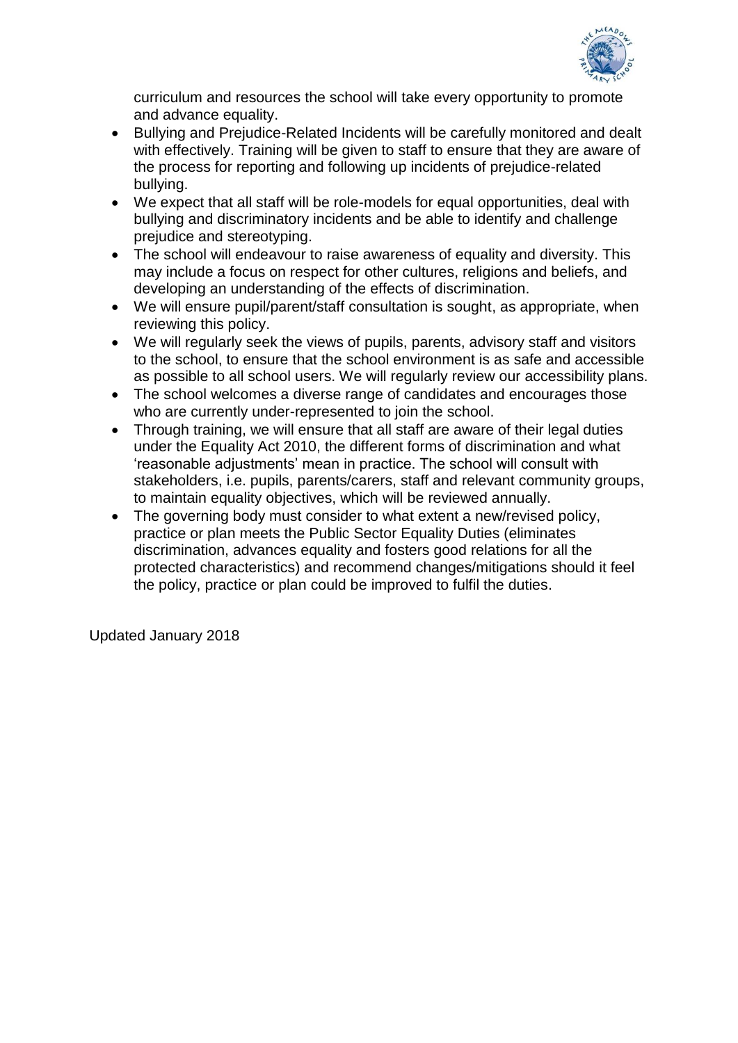curriculum and resources the school will take every opportunity to promote and advance equality.

- Bullying and Prejudice-Related Incidents will be carefully monitored and dealt with effectively. Training will be given to staff to ensure that they are aware of the process for reporting and following up incidents of prejudice-related bullying.
- We expect that all staff will be role-models for equal opportunities, deal with bullying and discriminatory incidents and be able to identify and challenge prejudice and stereotyping.
- The school will endeavour to raise awareness of equality and diversity. This may include a focus on respect for other cultures, religions and beliefs, and developing an understanding of the effects of discrimination.
- We will ensure pupil/parent/staff consultation is sought, as appropriate, when reviewing this policy.
- We will regularly seek the views of pupils, parents, advisory staff and visitors to the school, to ensure that the school environment is as safe and accessible as possible to all school users. We will regularly review our accessibility plans.
- The school welcomes a diverse range of candidates and encourages those who are currently under-represented to join the school.
- Through training, we will ensure that all staff are aware of their legal duties under the Equality Act 2010, the different forms of discrimination and what 'reasonable adjustments' mean in practice. The school will consult with stakeholders, i.e. pupils, parents/carers, staff and relevant community groups, to maintain equality objectives, which will be reviewed annually.
- The governing body must consider to what extent a new/revised policy, practice or plan meets the Public Sector Equality Duties (eliminates discrimination, advances equality and fosters good relations for all the protected characteristics) and recommend changes/mitigations should it feel the policy, practice or plan could be improved to fulfil the duties.

Updated January 2018